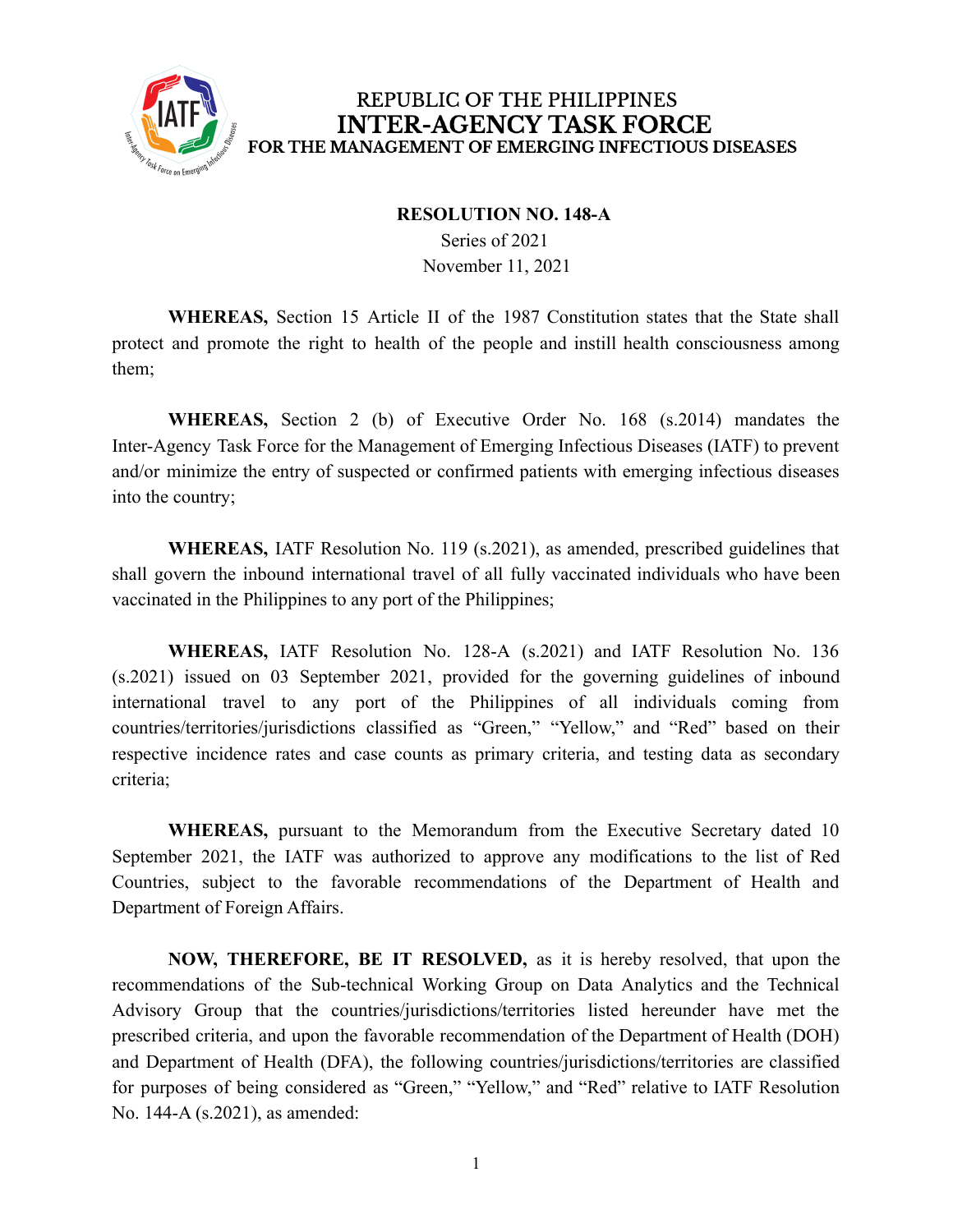REPUBLIC OF THE PHILIPPINES

# INTER-AGENCY TASK FORCE

**FOR THE MANAGEMENT OF EMERGING INFECTIOUS DISEASES**

**RESOLUTION NO. 148-A**

Series of 2021

November 11, 2021

**WHEREAS,** Section 15 Article II of the 1987 Constitution states that the State shall protect and promote the right to health of the people and instill health consciousness among them;

**WHEREAS,** Section 2 (b) of Executive Order No. 168 (s.2014) mandates the Inter-Agency Task Force for the Management of Emerging Infectious Diseases (IATF) to prevent and/or minimize the entry of suspected or confirmed patients with emerging infectious diseases into the country;

**WHEREAS,** IATF Resolution No. 119 (s.2021), as amended, prescribed guidelines that shall govern the inbound international travel of all fully vaccinated individuals who have been vaccinated in the Philippines to any port of the Philippines;

**WHEREAS,** IATF Resolution No. 128-A (s.2021) and IATF Resolution No. 136 (s.2021) issued on 03 September 2021, provided for the governing guidelines of inbound international travel to any port of the Philippines of all individuals coming from countries/territories/jurisdictions classified as "Green," "Yellow," and "Red" based on their respective incidence rates and case counts as primary criteria, and testing data as secondary criteria;

**WHEREAS,** pursuant to the Memorandum from the Executive Secretary dated 10 September 2021, the IATF was authorized to approve any modifications to the list of Red Countries, subject to the favorable recommendations of the Department of Health and Department of Foreign Affairs.

**NOW, THEREFORE, BE IT RESOLVED,** as it is hereby resolved, that upon the recommendations of the Sub-technical Working Group on Data Analytics and the Technical Advisory Group that the countries/jurisdictions/territories listed hereunder have met the prescribed criteria, and upon the favorable recommendation of the Department of Health (DOH) and Department of Health (DFA), the following countries/jurisdictions/territories are classified for purposes of being considered as "Green," "Yellow," and "Red" relative to IATF Resolution No. 144-A (s.2021), as amended: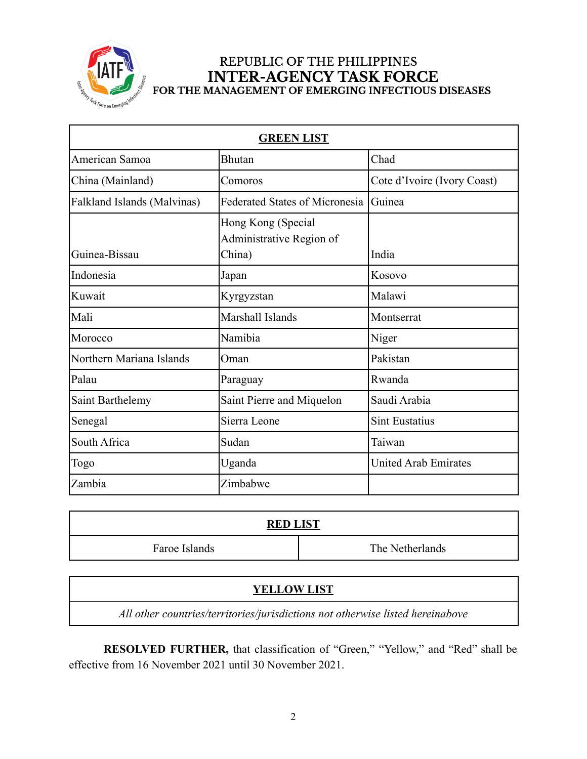REPUBLIC OF THE PHILIPPINES
**INTER-AGENCY TASK FORCE**
**FOR THE MANAGEMENT OF EMERGING INFECTIOUS DISEASES**

| **GREEN LIST** | | |
|---|---|---|
| American Samoa | Bhutan | Chad |
| China (Mainland) | Comoros | Cote d'Ivoire (Ivory Coast) |
| Falkland Islands (Malvinas) | Federated States of Micronesia | Guinea |
| Guinea-Bissau | Hong Kong (Special Administrative Region of China) | India |
| Indonesia | Japan | Kosovo |
| Kuwait | Kyrgyzstan | Malawi |
| Mali | Marshall Islands | Montserrat |
| Morocco | Namibia | Niger |
| Northern Mariana Islands | Oman | Pakistan |
| Palau | Paraguay | Rwanda |
| Saint Barthelemy | Saint Pierre and Miquelon | Saudi Arabia |
| Senegal | Sierra Leone | Sint Eustatius |
| South Africa | Sudan | Taiwan |
| Togo | Uganda | United Arab Emirates |
| Zambia | Zimbabwe | |

| **RED LIST** | |
|---|---|
| Faroe Islands | The Netherlands |

| **YELLOW LIST** |
|---|
| *All other countries/territories/jurisdictions not otherwise listed hereinabove* |

**RESOLVED FURTHER,** that classification of "Green," "Yellow," and "Red" shall be effective from 16 November 2021 until 30 November 2021.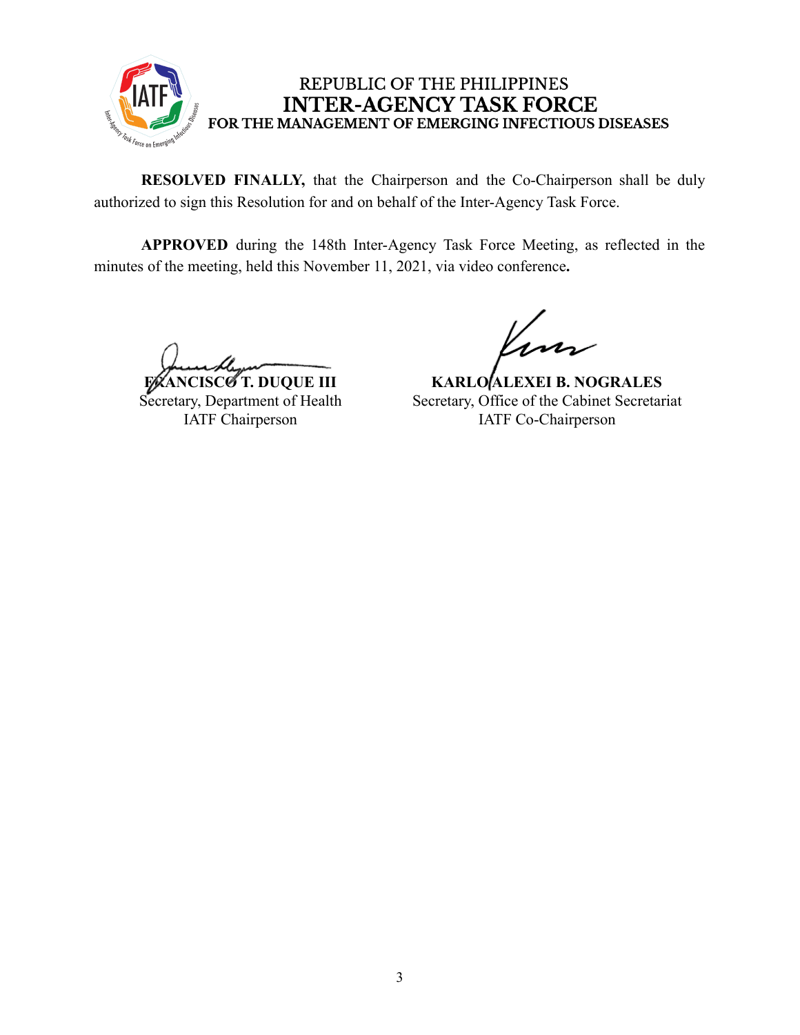**RESOLVED FINALLY,** that the Chairperson and the Co-Chairperson shall be duly authorized to sign this Resolution for and on behalf of the Inter-Agency Task Force.

**APPROVED** during the 148th Inter-Agency Task Force Meeting, as reflected in the minutes of the meeting, held this November 11, 2021, via video conference**.**

| | |
|---|---|
| **FRANCISCO T. DUQUE III** | **KARLO ALEXEI B. NOGRALES** |
| Secretary, Department of Health | Secretary, Office of the Cabinet Secretariat |
| IATF Chairperson | IATF Co-Chairperson |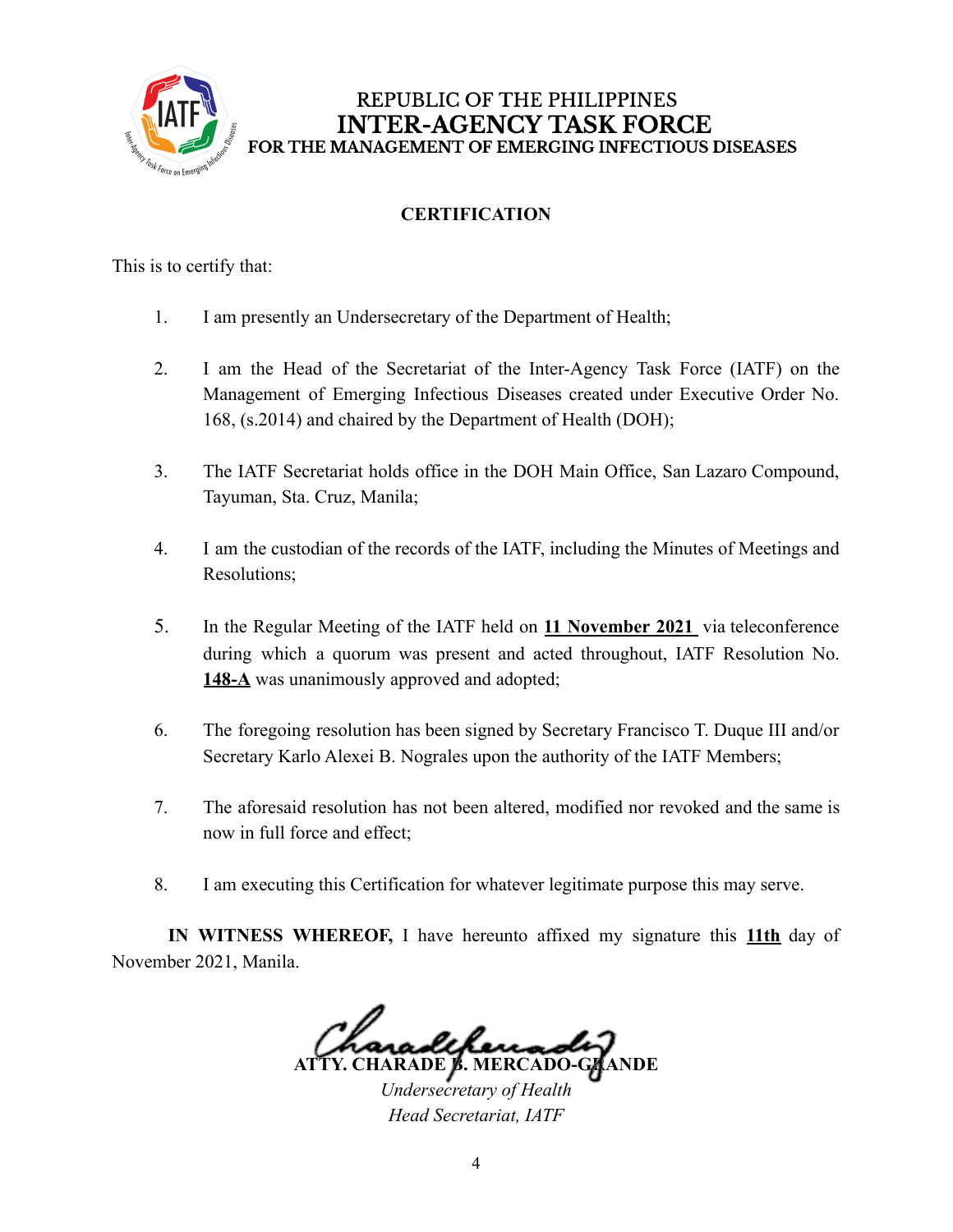REPUBLIC OF THE PHILIPPINES
**INTER-AGENCY TASK FORCE**
**FOR THE MANAGEMENT OF EMERGING INFECTIOUS DISEASES**

## CERTIFICATION

This is to certify that:

1. I am presently an Undersecretary of the Department of Health;

2. I am the Head of the Secretariat of the Inter-Agency Task Force (IATF) on the Management of Emerging Infectious Diseases created under Executive Order No. 168, (s.2014) and chaired by the Department of Health (DOH);

3. The IATF Secretariat holds office in the DOH Main Office, San Lazaro Compound, Tayuman, Sta. Cruz, Manila;

4. I am the custodian of the records of the IATF, including the Minutes of Meetings and Resolutions;

5. In the Regular Meeting of the IATF held on **11 November 2021** via teleconference during which a quorum was present and acted throughout, IATF Resolution No. **148-A** was unanimously approved and adopted;

6. The foregoing resolution has been signed by Secretary Francisco T. Duque III and/or Secretary Karlo Alexei B. Nograles upon the authority of the IATF Members;

7. The aforesaid resolution has not been altered, modified nor revoked and the same is now in full force and effect;

8. I am executing this Certification for whatever legitimate purpose this may serve.

**IN WITNESS WHEREOF,** I have hereunto affixed my signature this **11th** day of November 2021, Manila.

**ATTY. CHARADE B. MERCADO-GRANDE**
*Undersecretary of Health*
*Head Secretariat, IATF*